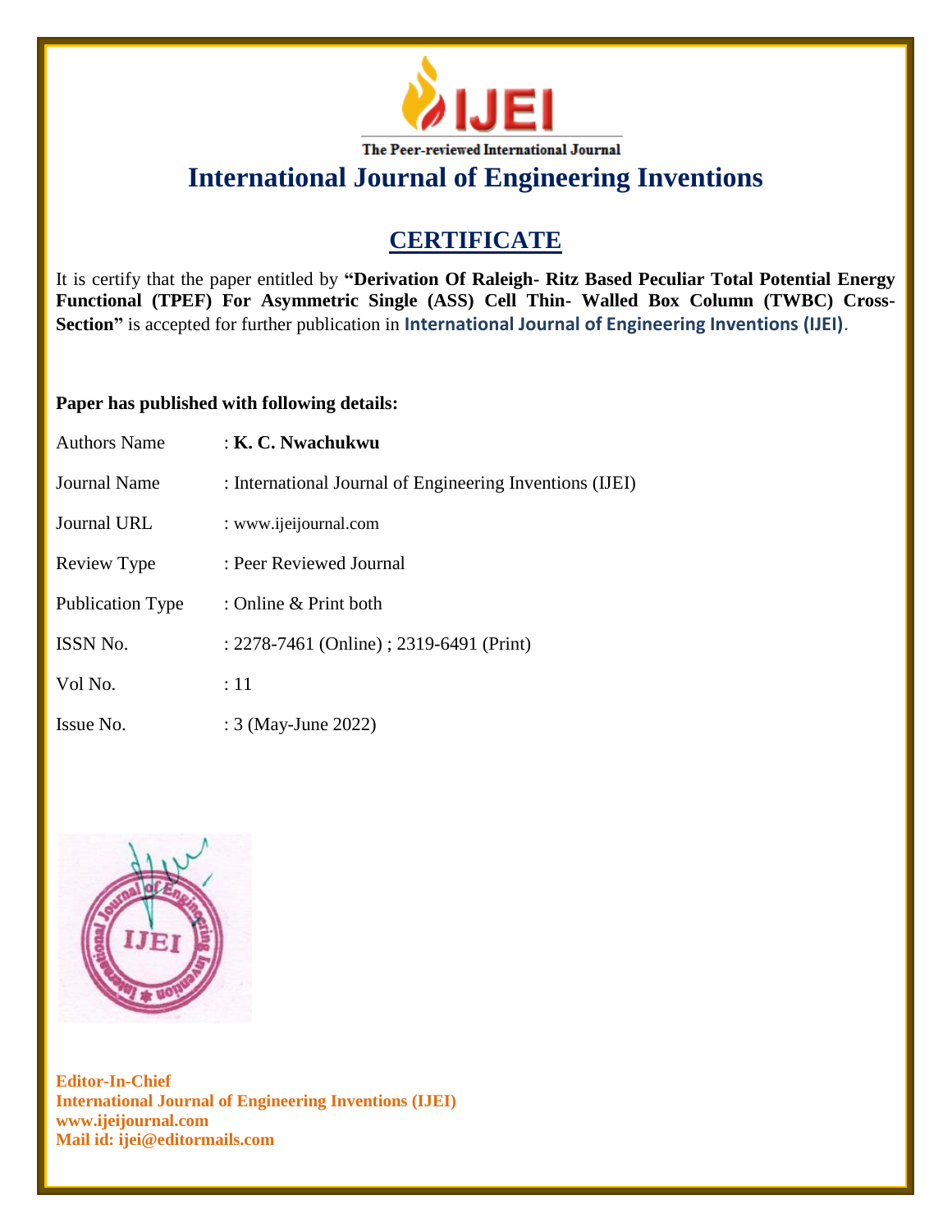The Peer-reviewed International Journal

# International Journal of Engineering Inventions

## CERTIFICATE

It is certify that the paper entitled by **"Derivation Of Raleigh- Ritz Based Peculiar Total Potential Energy Functional (TPEF) For Asymmetric Single (ASS) Cell Thin- Walled Box Column (TWBC) Cross-Section"** is accepted for further publication in **International Journal of Engineering Inventions (IJEI)**.

**Paper has published with following details:**

| | |
|---|---|
| Authors Name | : **K. C. Nwachukwu** |
| Journal Name | : International Journal of Engineering Inventions (IJEI) |
| Journal URL | : www.ijeijournal.com |
| Review Type | : Peer Reviewed Journal |
| Publication Type | : Online & Print both |
| ISSN No. | : 2278-7461 (Online) ; 2319-6491 (Print) |
| Vol No. | : 11 |
| Issue No. | : 3 (May-June 2022) |

**Editor-In-Chief**
**International Journal of Engineering Inventions (IJEI)**
**www.ijeijournal.com**
**Mail id: ijei@editormails.com**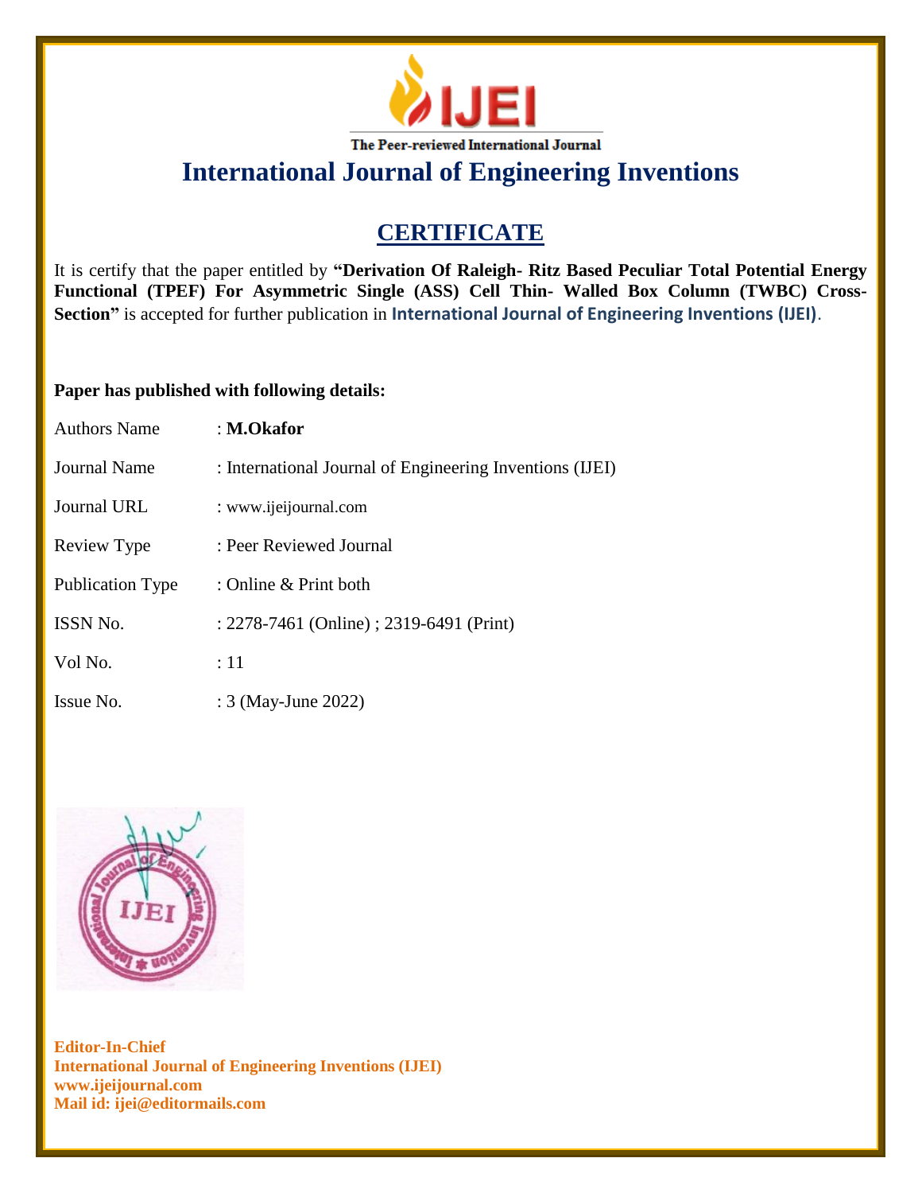The Peer-reviewed International Journal

# International Journal of Engineering Inventions

## CERTIFICATE

It is certify that the paper entitled by **"Derivation Of Raleigh- Ritz Based Peculiar Total Potential Energy Functional (TPEF) For Asymmetric Single (ASS) Cell Thin- Walled Box Column (TWBC) Cross-Section"** is accepted for further publication in **International Journal of Engineering Inventions (IJEI)**.

**Paper has published with following details:**

| | |
|---|---|
| Authors Name | : **M.Okafor** |
| Journal Name | : International Journal of Engineering Inventions (IJEI) |
| Journal URL | : www.ijeijournal.com |
| Review Type | : Peer Reviewed Journal |
| Publication Type | : Online & Print both |
| ISSN No. | : 2278-7461 (Online) ; 2319-6491 (Print) |
| Vol No. | : 11 |
| Issue No. | : 3 (May-June 2022) |

**Editor-In-Chief**
**International Journal of Engineering Inventions (IJEI)**
**www.ijeijournal.com**
**Mail id: ijei@editormails.com**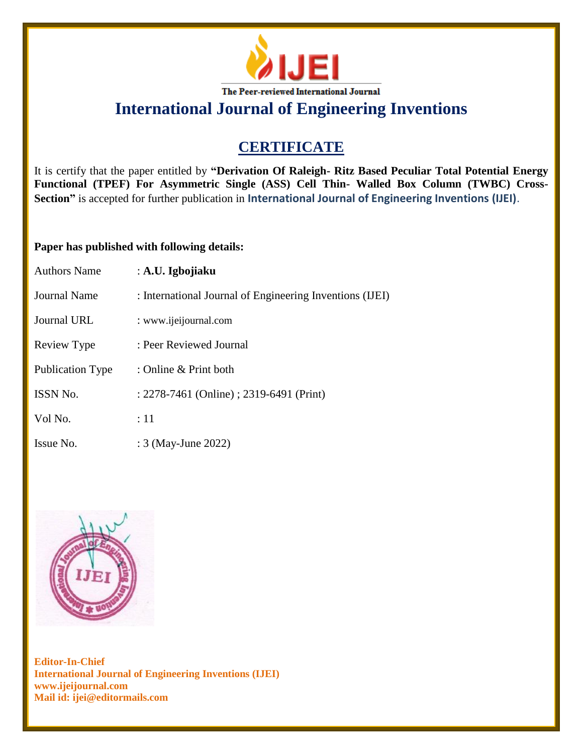The Peer-reviewed International Journal

# International Journal of Engineering Inventions

## CERTIFICATE

It is certify that the paper entitled by **"Derivation Of Raleigh- Ritz Based Peculiar Total Potential Energy Functional (TPEF) For Asymmetric Single (ASS) Cell Thin- Walled Box Column (TWBC) Cross-Section"** is accepted for further publication in **International Journal of Engineering Inventions (IJEI)**.

**Paper has published with following details:**

| | |
|---|---|
| Authors Name | : **A.U. Igbojiaku** |
| Journal Name | : International Journal of Engineering Inventions (IJEI) |
| Journal URL | : www.ijeijournal.com |
| Review Type | : Peer Reviewed Journal |
| Publication Type | : Online & Print both |
| ISSN No. | : 2278-7461 (Online) ; 2319-6491 (Print) |
| Vol No. | : 11 |
| Issue No. | : 3 (May-June 2022) |

**Editor-In-Chief**
**International Journal of Engineering Inventions (IJEI)**
**www.ijeijournal.com**
**Mail id: ijei@editormails.com**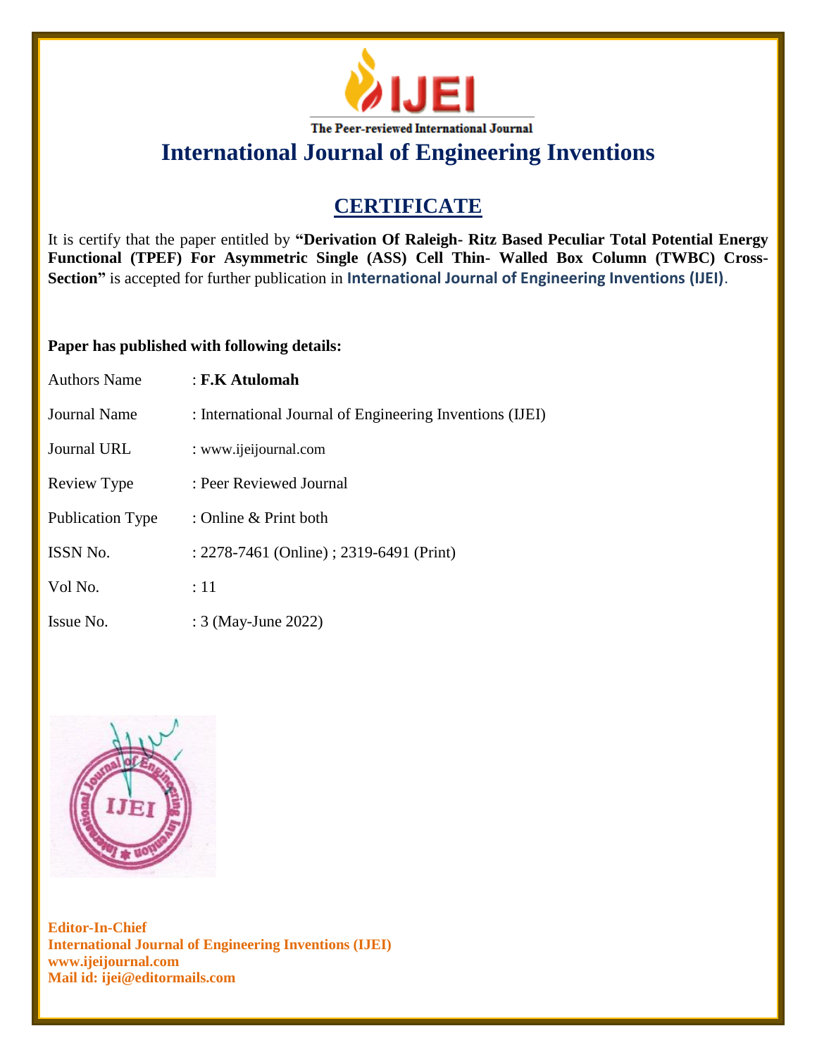IJEI

The Peer-reviewed International Journal

# International Journal of Engineering Inventions

## CERTIFICATE

It is certify that the paper entitled by **"Derivation Of Raleigh- Ritz Based Peculiar Total Potential Energy Functional (TPEF) For Asymmetric Single (ASS) Cell Thin- Walled Box Column (TWBC) Cross-Section"** is accepted for further publication in **International Journal of Engineering Inventions (IJEI)**.

**Paper has published with following details:**

| | |
|---|---|
| Authors Name | : **F.K Atulomah** |
| Journal Name | : International Journal of Engineering Inventions (IJEI) |
| Journal URL | : www.ijeijournal.com |
| Review Type | : Peer Reviewed Journal |
| Publication Type | : Online & Print both |
| ISSN No. | : 2278-7461 (Online) ; 2319-6491 (Print) |
| Vol No. | : 11 |
| Issue No. | : 3 (May-June 2022) |

**Editor-In-Chief**
**International Journal of Engineering Inventions (IJEI)**
**www.ijeijournal.com**
**Mail id: ijei@editormails.com**